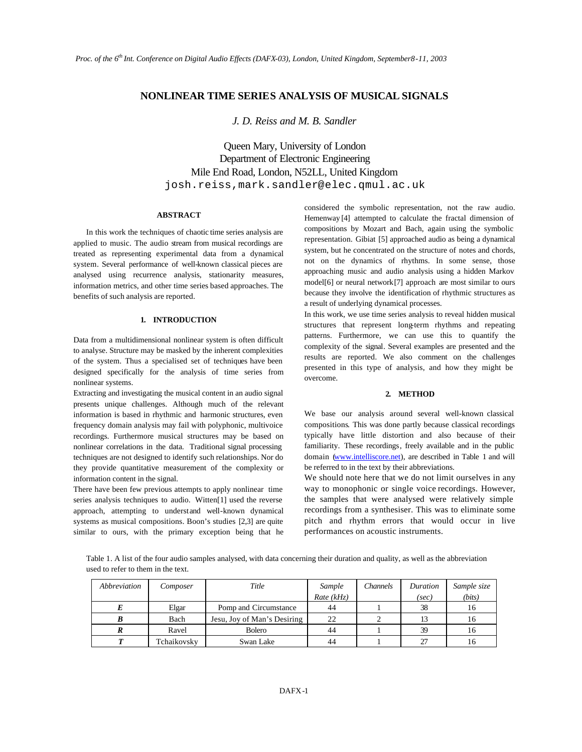# NONLINEAR TIME SERIES ANALYSIS OF MUSICAL SIGNALS

*J. D. Reiss and M. B. Sandler*

Queen Mary, University of London
Department of Electronic Engineering
Mile End Road, London, N52LL, United Kingdom
josh.reiss,mark.sandler@elec.qmul.ac.uk

## ABSTRACT

In this work the techniques of chaotic time series analysis are applied to music. The audio stream from musical recordings are treated as representing experimental data from a dynamical system. Several performance of well-known classical pieces are analysed using recurrence analysis, stationarity measures, information metrics, and other time series based approaches. The benefits of such analysis are reported.

## 1. INTRODUCTION

Data from a multidimensional nonlinear system is often difficult to analyse. Structure may be masked by the inherent complexities of the system. Thus a specialised set of techniques have been designed specifically for the analysis of time series from nonlinear systems.

Extracting and investigating the musical content in an audio signal presents unique challenges. Although much of the relevant information is based in rhythmic and harmonic structures, even frequency domain analysis may fail with polyphonic, multivoice recordings. Furthermore musical structures may be based on nonlinear correlations in the data. Traditional signal processing techniques are not designed to identify such relationships. Nor do they provide quantitative measurement of the complexity or information content in the signal.

There have been few previous attempts to apply nonlinear time series analysis techniques to audio. Witten[1] used the reverse approach, attempting to understand well-known dynamical systems as musical compositions. Boon's studies [2,3] are quite similar to ours, with the primary exception being that he considered the symbolic representation, not the raw audio. Hemenway [4] attempted to calculate the fractal dimension of compositions by Mozart and Bach, again using the symbolic representation. Gibiat [5] approached audio as being a dynamical system, but he concentrated on the structure of notes and chords, not on the dynamics of rhythms. In some sense, those approaching music and audio analysis using a hidden Markov model[6] or neural network[7] approach are most similar to ours because they involve the identification of rhythmic structures as a result of underlying dynamical processes.

In this work, we use time series analysis to reveal hidden musical structures that represent long-term rhythms and repeating patterns. Furthermore, we can use this to quantify the complexity of the signal. Several examples are presented and the results are reported. We also comment on the challenges presented in this type of analysis, and how they might be overcome.

## 2. METHOD

We base our analysis around several well-known classical compositions. This was done partly because classical recordings typically have little distortion and also because of their familiarity. These recordings, freely available and in the public domain (www.intelliscore.net), are described in Table 1 and will be referred to in the text by their abbreviations.

We should note here that we do not limit ourselves in any way to monophonic or single voice recordings. However, the samples that were analysed were relatively simple recordings from a synthesiser. This was to eliminate some pitch and rhythm errors that would occur in live performances on acoustic instruments.

Table 1. A list of the four audio samples analysed, with data concerning their duration and quality, as well as the abbreviation used to refer to them in the text.

| *Abbreviation* | *Composer* | *Title* | *Sample Rate (kHz)* | *Channels* | *Duration (sec)* | *Sample size (bits)* |
|---|---|---|---|---|---|---|
| ***E*** | Elgar | Pomp and Circumstance | 44 | 1 | 38 | 16 |
| ***B*** | Bach | Jesu, Joy of Man's Desiring | 22 | 2 | 13 | 16 |
| ***R*** | Ravel | Bolero | 44 | 1 | 39 | 16 |
| ***T*** | Tchaikovsky | Swan Lake | 44 | 1 | 27 | 16 |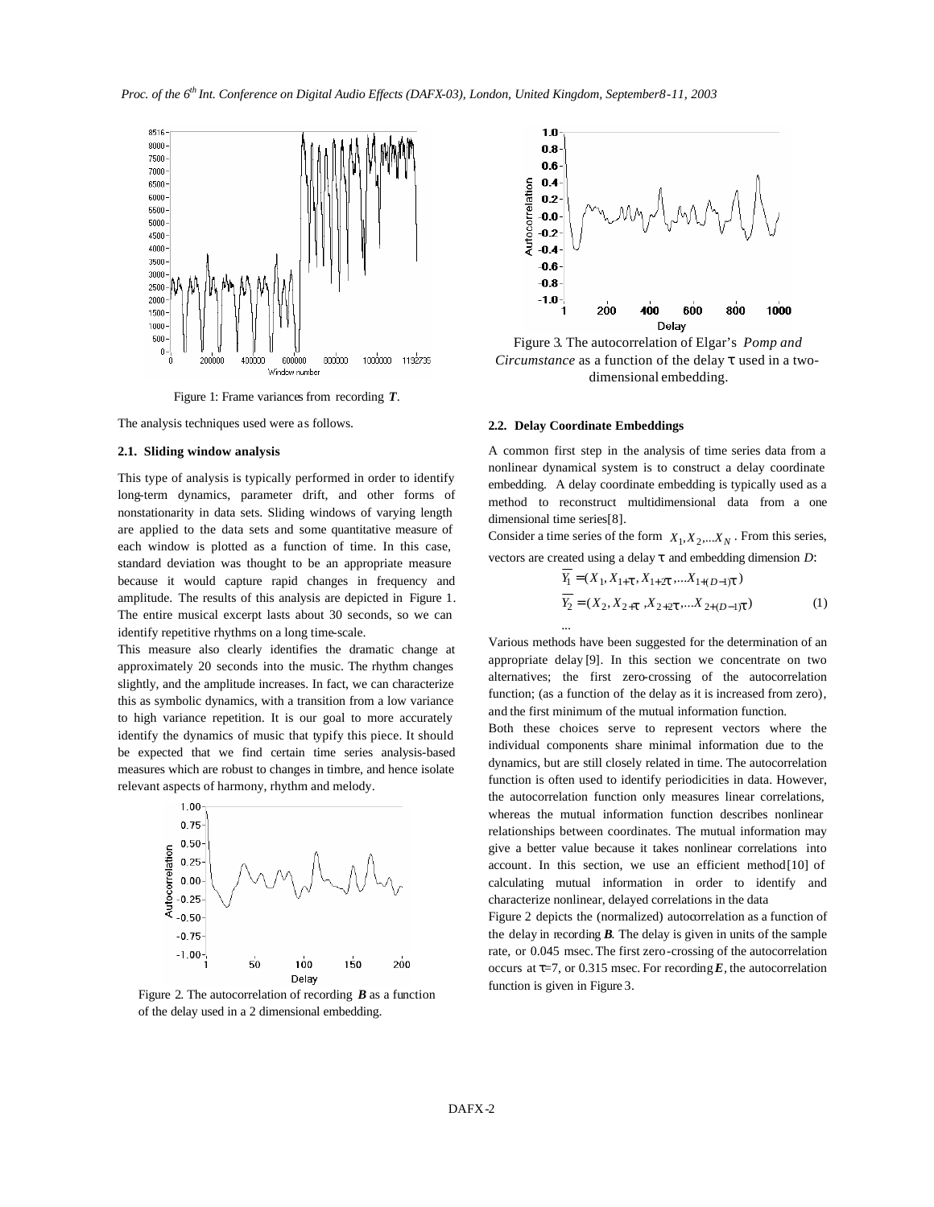Figure 1: Frame variances from recording ***T***.

The analysis techniques used were as follows.

### 2.1. Sliding window analysis

This type of analysis is typically performed in order to identify long-term dynamics, parameter drift, and other forms of nonstationarity in data sets. Sliding windows of varying length are applied to the data sets and some quantitative measure of each window is plotted as a function of time. In this case, standard deviation was thought to be an appropriate measure because it would capture rapid changes in frequency and amplitude. The results of this analysis are depicted in Figure 1. The entire musical excerpt lasts about 30 seconds, so we can identify repetitive rhythms on a long time-scale.

This measure also clearly identifies the dramatic change at approximately 20 seconds into the music. The rhythm changes slightly, and the amplitude increases. In fact, we can characterize this as symbolic dynamics, with a transition from a low variance to high variance repetition. It is our goal to more accurately identify the dynamics of music that typify this piece. It should be expected that we find certain time series analysis-based measures which are robust to changes in timbre, and hence isolate relevant aspects of harmony, rhythm and melody.

Figure 2. The autocorrelation of recording ***B*** as a function of the delay used in a 2 dimensional embedding.

Figure 3. The autocorrelation of Elgar's *Pomp and Circumstance* as a function of the delay $\tau$ used in a two-dimensional embedding.

### 2.2. Delay Coordinate Embeddings

A common first step in the analysis of time series data from a nonlinear dynamical system is to construct a delay coordinate embedding. A delay coordinate embedding is typically used as a method to reconstruct multidimensional data from a one dimensional time series[8].

Consider a time series of the form $X_1, X_2, \ldots X_N$. From this series, vectors are created using a delay $\tau$ and embedding dimension *D*:

$$\overline{Y_1} = (X_1, X_{1+\tau}, X_{1+2\tau}, \ldots X_{1+(D-1)\tau})$$
$$\overline{Y_2} = (X_2, X_{2+\tau}, X_{2+2\tau}, \ldots X_{2+(D-1)\tau}) \qquad (1)$$
$$\ldots$$

Various methods have been suggested for the determination of an appropriate delay [9]. In this section we concentrate on two alternatives; the first zero-crossing of the autocorrelation function; (as a function of the delay as it is increased from zero), and the first minimum of the mutual information function.

Both these choices serve to represent vectors where the individual components share minimal information due to the dynamics, but are still closely related in time. The autocorrelation function is often used to identify periodicities in data. However, the autocorrelation function only measures linear correlations, whereas the mutual information function describes nonlinear relationships between coordinates. The mutual information may give a better value because it takes nonlinear correlations into account. In this section, we use an efficient method[10] of calculating mutual information in order to identify and characterize nonlinear, delayed correlations in the data

Figure 2 depicts the (normalized) autocorrelation as a function of the delay in recording ***B***. The delay is given in units of the sample rate, or 0.045 msec. The first zero-crossing of the autocorrelation occurs at $\tau$=7, or 0.315 msec. For recording ***E***, the autocorrelation function is given in Figure 3.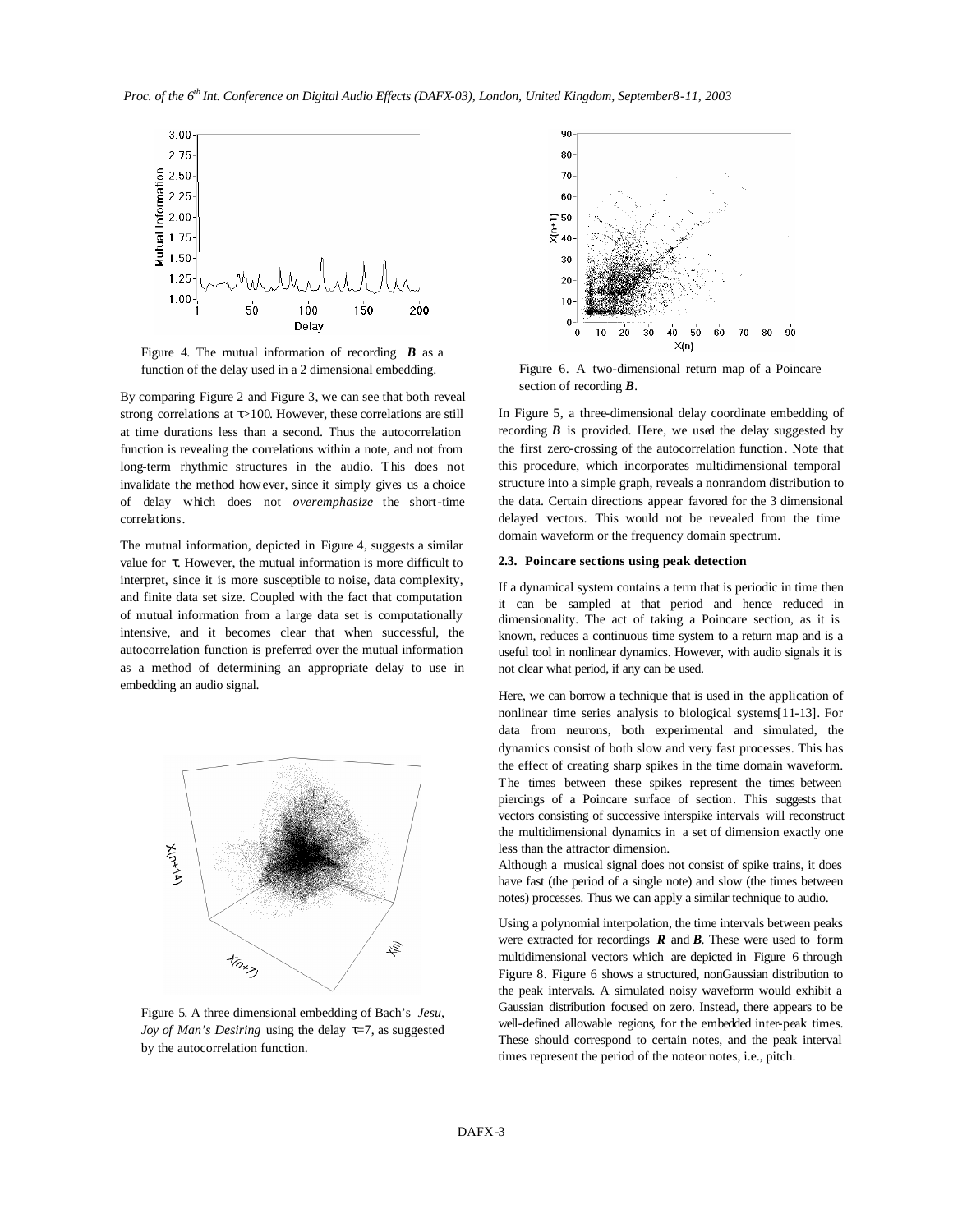Figure 4. The mutual information of recording ***B*** as a function of the delay used in a 2 dimensional embedding.

By comparing Figure 2 and Figure 3, we can see that both reveal strong correlations at $\tau$>100. However, these correlations are still at time durations less than a second. Thus the autocorrelation function is revealing the correlations within a note, and not from long-term rhythmic structures in the audio. This does not invalidate the method however, since it simply gives us a choice of delay which does not *overemphasize* the short-time correlations.

The mutual information, depicted in Figure 4, suggests a similar value for $\tau$. However, the mutual information is more difficult to interpret, since it is more susceptible to noise, data complexity, and finite data set size. Coupled with the fact that computation of mutual information from a large data set is computationally intensive, and it becomes clear that when successful, the autocorrelation function is preferred over the mutual information as a method of determining an appropriate delay to use in embedding an audio signal.

Figure 5. A three dimensional embedding of Bach's *Jesu, Joy of Man's Desiring* using the delay $\tau$=7, as suggested by the autocorrelation function.

Figure 6. A two-dimensional return map of a Poincare section of recording ***B***.

In Figure 5, a three-dimensional delay coordinate embedding of recording ***B*** is provided. Here, we used the delay suggested by the first zero-crossing of the autocorrelation function. Note that this procedure, which incorporates multidimensional temporal structure into a simple graph, reveals a nonrandom distribution to the data. Certain directions appear favored for the 3 dimensional delayed vectors. This would not be revealed from the time domain waveform or the frequency domain spectrum.

### 2.3. Poincare sections using peak detection

If a dynamical system contains a term that is periodic in time then it can be sampled at that period and hence reduced in dimensionality. The act of taking a Poincare section, as it is known, reduces a continuous time system to a return map and is a useful tool in nonlinear dynamics. However, with audio signals it is not clear what period, if any can be used.

Here, we can borrow a technique that is used in the application of nonlinear time series analysis to biological systems[11-13]. For data from neurons, both experimental and simulated, the dynamics consist of both slow and very fast processes. This has the effect of creating sharp spikes in the time domain waveform. The times between these spikes represent the times between piercings of a Poincare surface of section. This suggests that vectors consisting of successive interspike intervals will reconstruct the multidimensional dynamics in a set of dimension exactly one less than the attractor dimension.

Although a musical signal does not consist of spike trains, it does have fast (the period of a single note) and slow (the times between notes) processes. Thus we can apply a similar technique to audio.

Using a polynomial interpolation, the time intervals between peaks were extracted for recordings ***R*** and ***B***. These were used to form multidimensional vectors which are depicted in Figure 6 through Figure 8. Figure 6 shows a structured, nonGaussian distribution to the peak intervals. A simulated noisy waveform would exhibit a Gaussian distribution focused on zero. Instead, there appears to be well-defined allowable regions, for the embedded inter-peak times. These should correspond to certain notes, and the peak interval times represent the period of the noteor notes, i.e., pitch.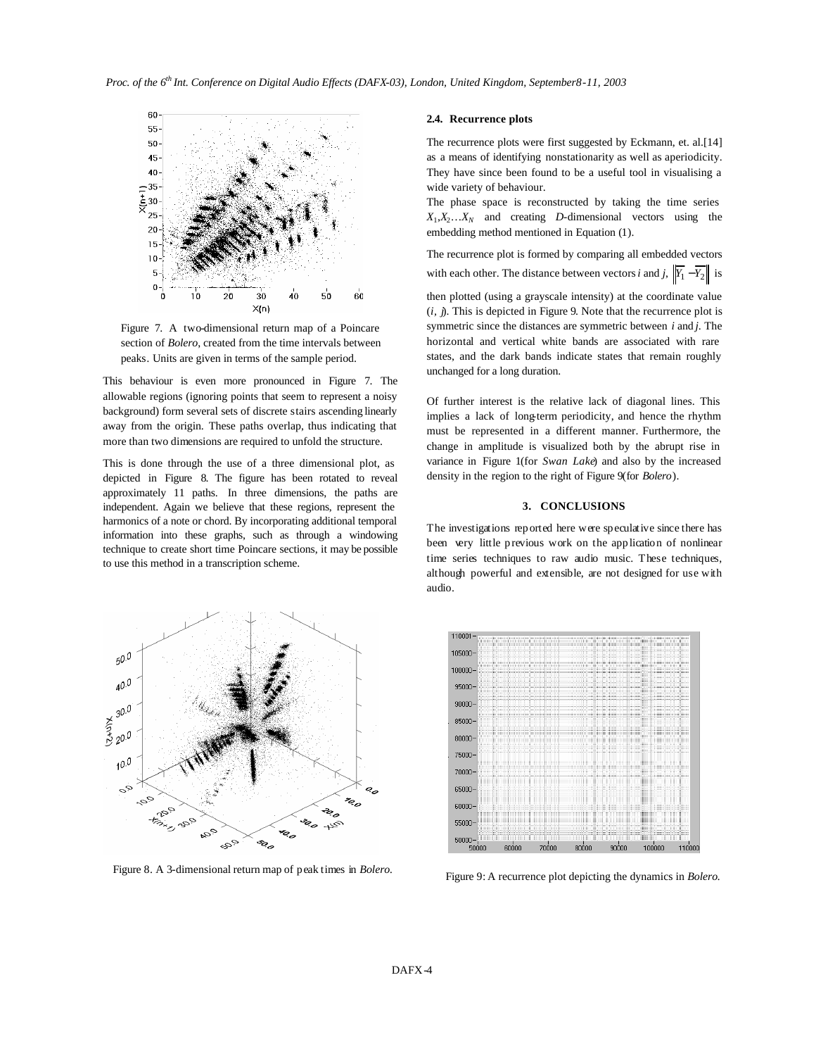Figure 7. A two-dimensional return map of a Poincare section of *Bolero*, created from the time intervals between peaks. Units are given in terms of the sample period.

This behaviour is even more pronounced in Figure 7. The allowable regions (ignoring points that seem to represent a noisy background) form several sets of discrete stairs ascending linearly away from the origin. These paths overlap, thus indicating that more than two dimensions are required to unfold the structure.

This is done through the use of a three dimensional plot, as depicted in Figure 8. The figure has been rotated to reveal approximately 11 paths. In three dimensions, the paths are independent. Again we believe that these regions, represent the harmonics of a note or chord. By incorporating additional temporal information into these graphs, such as through a windowing technique to create short time Poincare sections, it may be possible to use this method in a transcription scheme.

Figure 8. A 3-dimensional return map of peak times in *Bolero*.

### 2.4. Recurrence plots

The recurrence plots were first suggested by Eckmann, et. al.[14] as a means of identifying nonstationarity as well as aperiodicity. They have since been found to be a useful tool in visualising a wide variety of behaviour.

The phase space is reconstructed by taking the time series $X_1, X_2 \ldots X_N$ and creating $D$-dimensional vectors using the embedding method mentioned in Equation (1).

The recurrence plot is formed by comparing all embedded vectors with each other. The distance between vectors $i$ and $j$, $\left\| \overline{Y_1} - \overline{Y_2} \right\|$ is then plotted (using a grayscale intensity) at the coordinate value $(i, j)$. This is depicted in Figure 9. Note that the recurrence plot is symmetric since the distances are symmetric between $i$ and $j$. The horizontal and vertical white bands are associated with rare states, and the dark bands indicate states that remain roughly unchanged for a long duration.

Of further interest is the relative lack of diagonal lines. This implies a lack of long-term periodicity, and hence the rhythm must be represented in a different manner. Furthermore, the change in amplitude is visualized both by the abrupt rise in variance in Figure 1(for *Swan Lake*) and also by the increased density in the region to the right of Figure 9(for *Bolero*).

## 3. CONCLUSIONS

The investigations reported here were speculative since there has been very little previous work on the application of nonlinear time series techniques to raw audio music. These techniques, although powerful and extensible, are not designed for use with audio.

Figure 9: A recurrence plot depicting the dynamics in *Bolero*.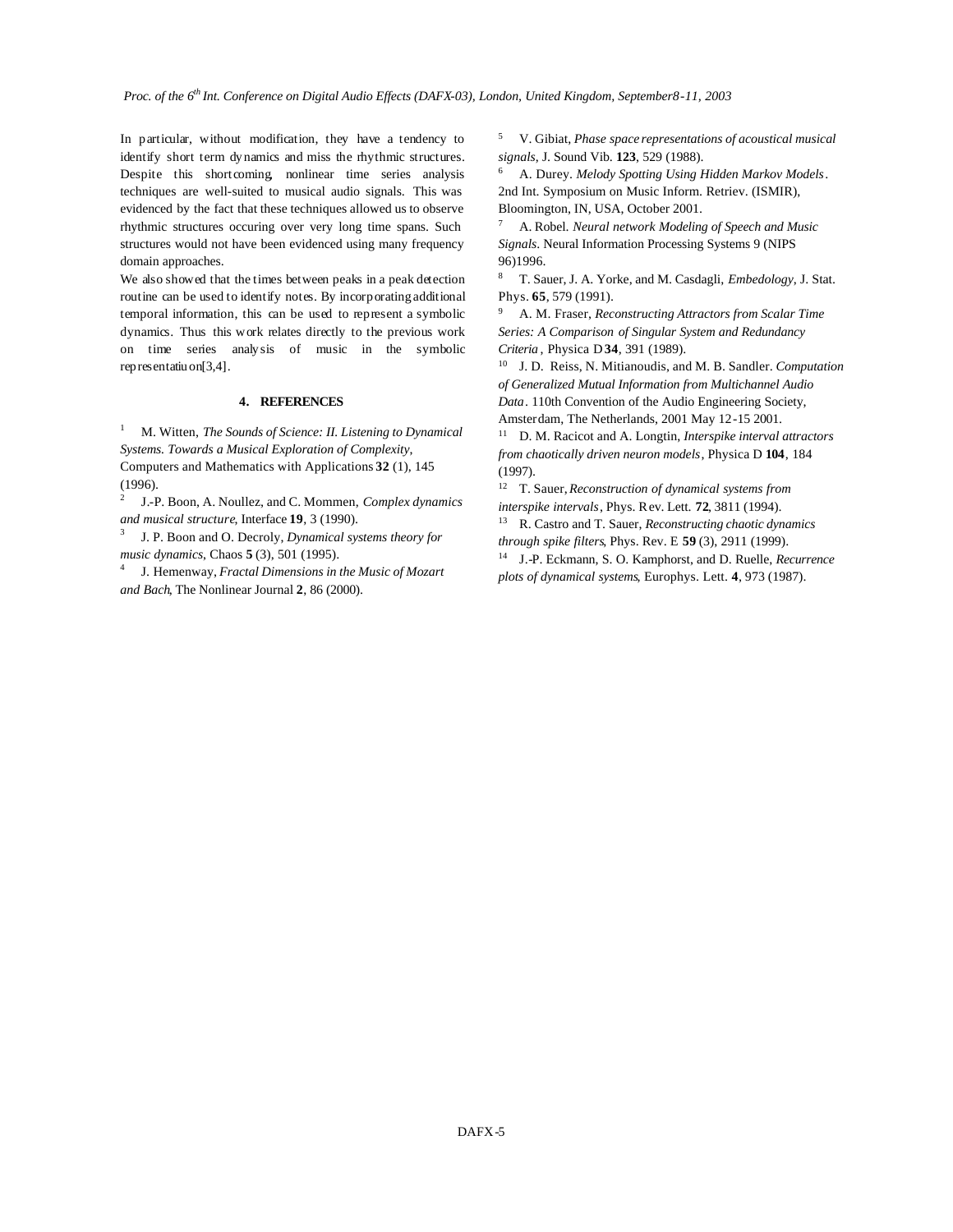In particular, without modification, they have a tendency to identify short term dynamics and miss the rhythmic structures. Despite this shortcoming, nonlinear time series analysis techniques are well-suited to musical audio signals. This was evidenced by the fact that these techniques allowed us to observe rhythmic structures occuring over very long time spans. Such structures would not have been evidenced using many frequency domain approaches.

We also showed that the times between peaks in a peak detection routine can be used to identify notes. By incorporating additional temporal information, this can be used to represent a symbolic dynamics. Thus this work relates directly to the previous work on time series analysis of music in the symbolic representatiuon[3,4].

## 4. REFERENCES

[1] M. Witten, *The Sounds of Science: II. Listening to Dynamical Systems. Towards a Musical Exploration of Complexity*, Computers and Mathematics with Applications **32** (1), 145 (1996).

[2] J.-P. Boon, A. Noullez, and C. Mommen, *Complex dynamics and musical structure*, Interface **19**, 3 (1990).

[3] J. P. Boon and O. Decroly, *Dynamical systems theory for music dynamics*, Chaos **5** (3), 501 (1995).

[4] J. Hemenway, *Fractal Dimensions in the Music of Mozart and Bach*, The Nonlinear Journal **2**, 86 (2000).

[5] V. Gibiat, *Phase space representations of acoustical musical signals*, J. Sound Vib. **123**, 529 (1988).

[6] A. Durey. *Melody Spotting Using Hidden Markov Models*. 2nd Int. Symposium on Music Inform. Retriev. (ISMIR), Bloomington, IN, USA, October 2001.

[7] A. Robel. *Neural network Modeling of Speech and Music Signals*. Neural Information Processing Systems 9 (NIPS 96)1996.

[8] T. Sauer, J. A. Yorke, and M. Casdagli, *Embedology*, J. Stat. Phys. **65**, 579 (1991).

[9] A. M. Fraser, *Reconstructing Attractors from Scalar Time Series: A Comparison of Singular System and Redundancy Criteria*, Physica D **34**, 391 (1989).

[10] J. D. Reiss, N. Mitianoudis, and M. B. Sandler. *Computation of Generalized Mutual Information from Multichannel Audio Data*. 110th Convention of the Audio Engineering Society, Amsterdam, The Netherlands, 2001 May 12-15 2001.

[11] D. M. Racicot and A. Longtin, *Interspike interval attractors from chaotically driven neuron models*, Physica D **104**, 184 (1997).

[12] T. Sauer, *Reconstruction of dynamical systems from interspike intervals*, Phys. Rev. Lett. **72**, 3811 (1994).

[13] R. Castro and T. Sauer, *Reconstructing chaotic dynamics through spike filters*, Phys. Rev. E **59** (3), 2911 (1999).

[14] J.-P. Eckmann, S. O. Kamphorst, and D. Ruelle, *Recurrence plots of dynamical systems*, Europhys. Lett. **4**, 973 (1987).